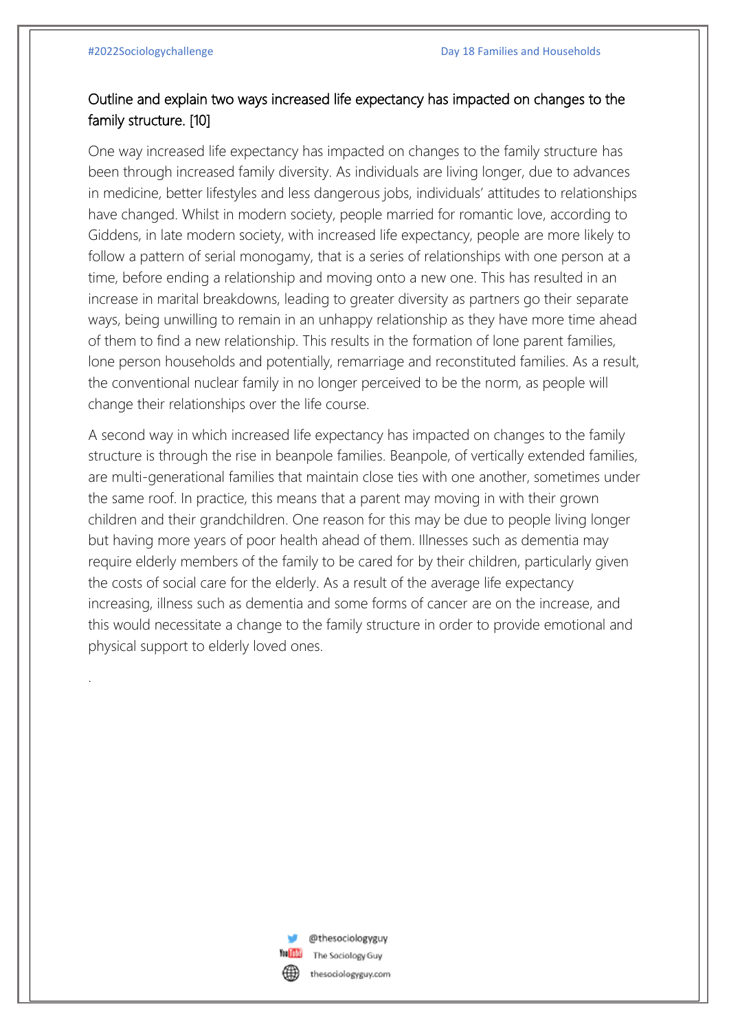## Outline and explain two ways increased life expectancy has impacted on changes to the family structure. [10]

One way increased life expectancy has impacted on changes to the family structure has been through increased family diversity. As individuals are living longer, due to advances in medicine, better lifestyles and less dangerous jobs, individuals' attitudes to relationships have changed. Whilst in modern society, people married for romantic love, according to Giddens, in late modern society, with increased life expectancy, people are more likely to follow a pattern of serial monogamy, that is a series of relationships with one person at a time, before ending a relationship and moving onto a new one. This has resulted in an increase in marital breakdowns, leading to greater diversity as partners go their separate ways, being unwilling to remain in an unhappy relationship as they have more time ahead of them to find a new relationship. This results in the formation of lone parent families, lone person households and potentially, remarriage and reconstituted families. As a result, the conventional nuclear family in no longer perceived to be the norm, as people will change their relationships over the life course.

A second way in which increased life expectancy has impacted on changes to the family structure is through the rise in beanpole families. Beanpole, of vertically extended families, are multi-generational families that maintain close ties with one another, sometimes under the same roof. In practice, this means that a parent may moving in with their grown children and their grandchildren. One reason for this may be due to people living longer but having more years of poor health ahead of them. Illnesses such as dementia may require elderly members of the family to be cared for by their children, particularly given the costs of social care for the elderly. As a result of the average life expectancy increasing, illness such as dementia and some forms of cancer are on the increase, and this would necessitate a change to the family structure in order to provide emotional and physical support to elderly loved ones.

.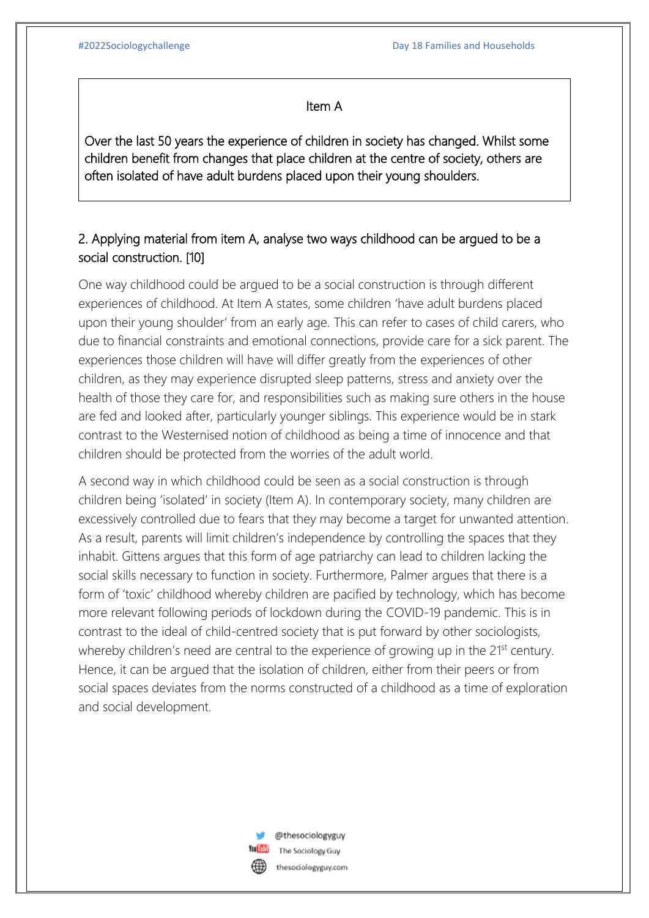**Item A**

Over the last 50 years the experience of children in society has changed. Whilst some children benefit from changes that place children at the centre of society, others are often isolated of have adult burdens placed upon their young shoulders.

## 2. Applying material from item A, analyse two ways childhood can be argued to be a social construction. [10]

One way childhood could be argued to be a social construction is through different experiences of childhood. At Item A states, some children 'have adult burdens placed upon their young shoulder' from an early age. This can refer to cases of child carers, who due to financial constraints and emotional connections, provide care for a sick parent. The experiences those children will have will differ greatly from the experiences of other children, as they may experience disrupted sleep patterns, stress and anxiety over the health of those they care for, and responsibilities such as making sure others in the house are fed and looked after, particularly younger siblings. This experience would be in stark contrast to the Westernised notion of childhood as being a time of innocence and that children should be protected from the worries of the adult world.

A second way in which childhood could be seen as a social construction is through children being 'isolated' in society (Item A). In contemporary society, many children are excessively controlled due to fears that they may become a target for unwanted attention. As a result, parents will limit children's independence by controlling the spaces that they inhabit. Gittens argues that this form of age patriarchy can lead to children lacking the social skills necessary to function in society. Furthermore, Palmer argues that there is a form of 'toxic' childhood whereby children are pacified by technology, which has become more relevant following periods of lockdown during the COVID-19 pandemic. This is in contrast to the ideal of child-centred society that is put forward by other sociologists, whereby children's need are central to the experience of growing up in the 21st century. Hence, it can be argued that the isolation of children, either from their peers or from social spaces deviates from the norms constructed of a childhood as a time of exploration and social development.